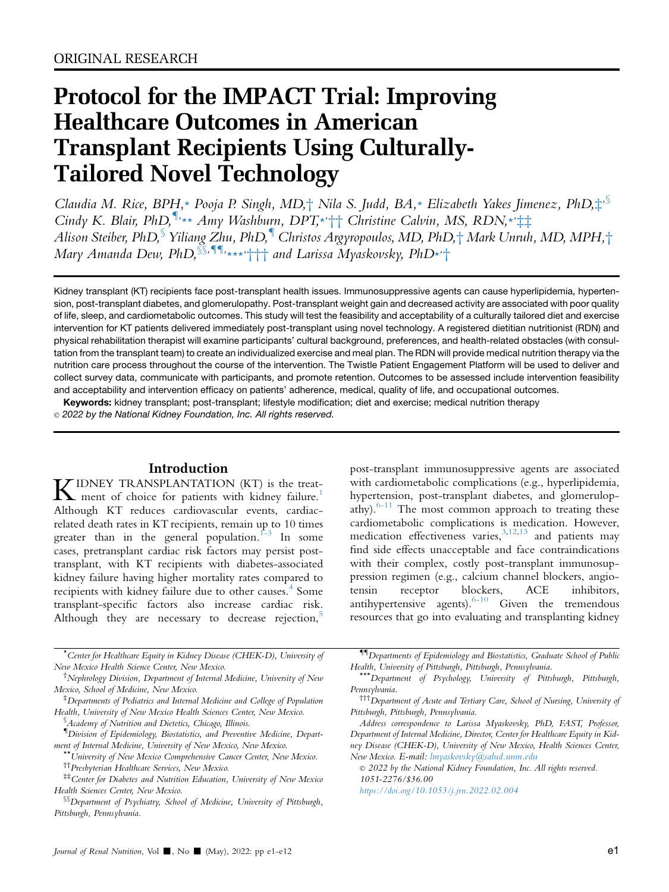ORIGINAL RESEARCH

# Protocol for the IMPACT Trial: Improving Healthcare Outcomes in American Transplant Recipients Using Culturally-Tailored Novel Technology

*Claudia M. Rice, BPH,[*] Pooja P. Singh, MD,[†] Nila S. Judd, BA,[*] Elizabeth Yakes Jimenez, PhD,[‡,§] Cindy K. Blair, PhD,[¶,**] Amy Washburn, DPT,[*,††] Christine Calvin, MS, RDN,[*,‡‡] Alison Steiber, PhD,[§] Yiliang Zhu, PhD,[¶] Christos Argyropoulos, MD, PhD,[†] Mark Unruh, MD, MPH,[†] Mary Amanda Dew, PhD,[§§,¶¶,***,†††] and Larissa Myaskovsky, PhD[*,†]*

Kidney transplant (KT) recipients face post-transplant health issues. Immunosuppressive agents can cause hyperlipidemia, hypertension, post-transplant diabetes, and glomerulopathy. Post-transplant weight gain and decreased activity are associated with poor quality of life, sleep, and cardiometabolic outcomes. This study will test the feasibility and acceptability of a culturally tailored diet and exercise intervention for KT patients delivered immediately post-transplant using novel technology. A registered dietitian nutritionist (RDN) and physical rehabilitation therapist will examine participants' cultural background, preferences, and health-related obstacles (with consultation from the transplant team) to create an individualized exercise and meal plan. The RDN will provide medical nutrition therapy via the nutrition care process throughout the course of the intervention. The Twistle Patient Engagement Platform will be used to deliver and collect survey data, communicate with participants, and promote retention. Outcomes to be assessed include intervention feasibility and acceptability and intervention efficacy on patients' adherence, medical, quality of life, and occupational outcomes.

**Keywords:** kidney transplant; post-transplant; lifestyle modification; diet and exercise; medical nutrition therapy

*© 2022 by the National Kidney Foundation, Inc. All rights reserved.*

## Introduction

KIDNEY TRANSPLANTATION (KT) is the treatment of choice for patients with kidney failure.[1] Although KT reduces cardiovascular events, cardiac-related death rates in KT recipients, remain up to 10 times greater than in the general population.[1–3] In some cases, pretransplant cardiac risk factors may persist post-transplant, with KT recipients with diabetes-associated kidney failure having higher mortality rates compared to recipients with kidney failure due to other causes.[4] Some transplant-specific factors also increase cardiac risk. Although they are necessary to decrease rejection,[5] post-transplant immunosuppressive agents are associated with cardiometabolic complications (e.g., hyperlipidemia, hypertension, post-transplant diabetes, and glomerulopathy).[6–11] The most common approach to treating these cardiometabolic complications is medication. However, medication effectiveness varies,[3,12,13] and patients may find side effects unacceptable and face contraindications with their complex, costly post-transplant immunosuppression regimen (e.g., calcium channel blockers, angiotensin receptor blockers, ACE inhibitors, antihypertensive agents).[6–10] Given the tremendous resources that go into evaluating and transplanting kidney

---

[*] Center for Healthcare Equity in Kidney Disease (CHEK-D), University of New Mexico Health Science Center, New Mexico.

[†] Nephrology Division, Department of Internal Medicine, University of New Mexico, School of Medicine, New Mexico.

[‡] Departments of Pediatrics and Internal Medicine and College of Population Health, University of New Mexico Health Sciences Center, New Mexico.

[§] Academy of Nutrition and Dietetics, Chicago, Illinois.

[¶] Division of Epidemiology, Biostatistics, and Preventive Medicine, Department of Internal Medicine, University of New Mexico, New Mexico.

[**] University of New Mexico Comprehensive Cancer Center, New Mexico.

[††] Presbyterian Healthcare Services, New Mexico.

[‡‡] Center for Diabetes and Nutrition Education, University of New Mexico Health Sciences Center, New Mexico.

[§§] Department of Psychiatry, School of Medicine, University of Pittsburgh, Pittsburgh, Pennsylvania.

[¶¶] Departments of Epidemiology and Biostatistics, Graduate School of Public Health, University of Pittsburgh, Pittsburgh, Pennsylvania.

[***] Department of Psychology, University of Pittsburgh, Pittsburgh, Pennsylvania.

[†††] Department of Acute and Tertiary Care, School of Nursing, University of Pittsburgh, Pittsburgh, Pennsylvania.

Address correspondence to Larissa Myaskovsky, PhD, FAST, Professor, Department of Internal Medicine, Director, Center for Healthcare Equity in Kidney Disease (CHEK-D), University of New Mexico, Health Sciences Center, New Mexico. E-mail: lmyaskovsky@salud.unm.edu

© 2022 by the National Kidney Foundation, Inc. All rights reserved.
1051-2276/$36.00
https://doi.org/10.1053/j.jrn.2022.02.004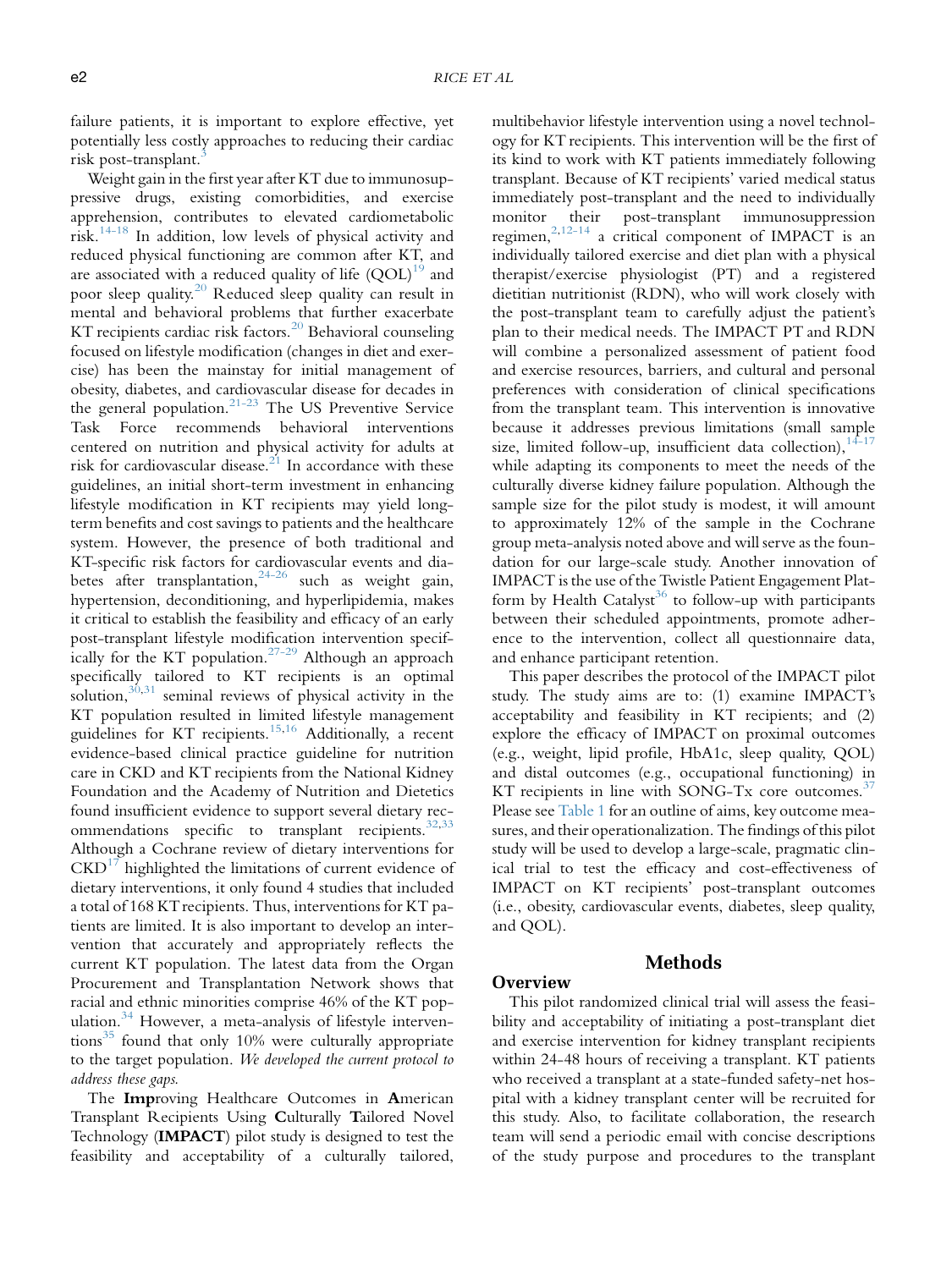failure patients, it is important to explore effective, yet potentially less costly approaches to reducing their cardiac risk post-transplant.[3]

Weight gain in the first year after KT due to immunosuppressive drugs, existing comorbidities, and exercise apprehension, contributes to elevated cardiometabolic risk.[14-18] In addition, low levels of physical activity and reduced physical functioning are common after KT, and are associated with a reduced quality of life (QOL)[19] and poor sleep quality.[20] Reduced sleep quality can result in mental and behavioral problems that further exacerbate KT recipients cardiac risk factors.[20] Behavioral counseling focused on lifestyle modification (changes in diet and exercise) has been the mainstay for initial management of obesity, diabetes, and cardiovascular disease for decades in the general population.[21-23] The US Preventive Service Task Force recommends behavioral interventions centered on nutrition and physical activity for adults at risk for cardiovascular disease.[21] In accordance with these guidelines, an initial short-term investment in enhancing lifestyle modification in KT recipients may yield long-term benefits and cost savings to patients and the healthcare system. However, the presence of both traditional and KT-specific risk factors for cardiovascular events and diabetes after transplantation,[24-26] such as weight gain, hypertension, deconditioning, and hyperlipidemia, makes it critical to establish the feasibility and efficacy of an early post-transplant lifestyle modification intervention specifically for the KT population.[27-29] Although an approach specifically tailored to KT recipients is an optimal solution,[30,31] seminal reviews of physical activity in the KT population resulted in limited lifestyle management guidelines for KT recipients.[15,16] Additionally, a recent evidence-based clinical practice guideline for nutrition care in CKD and KT recipients from the National Kidney Foundation and the Academy of Nutrition and Dietetics found insufficient evidence to support several dietary recommendations specific to transplant recipients.[32,33] Although a Cochrane review of dietary interventions for CKD[17] highlighted the limitations of current evidence of dietary interventions, it only found 4 studies that included a total of 168 KT recipients. Thus, interventions for KT patients are limited. It is also important to develop an intervention that accurately and appropriately reflects the current KT population. The latest data from the Organ Procurement and Transplantation Network shows that racial and ethnic minorities comprise 46% of the KT population.[34] However, a meta-analysis of lifestyle interventions[35] found that only 10% were culturally appropriate to the target population. *We developed the current protocol to address these gaps.*

The **Imp**roving Healthcare Outcomes in **A**merican Transplant Recipients Using **C**ulturally **T**ailored Novel Technology (**IMPACT**) pilot study is designed to test the feasibility and acceptability of a culturally tailored, multibehavior lifestyle intervention using a novel technology for KT recipients. This intervention will be the first of its kind to work with KT patients immediately following transplant. Because of KT recipients' varied medical status immediately post-transplant and the need to individually monitor their post-transplant immunosuppression regimen,[2,12-14] a critical component of IMPACT is an individually tailored exercise and diet plan with a physical therapist/exercise physiologist (PT) and a registered dietitian nutritionist (RDN), who will work closely with the post-transplant team to carefully adjust the patient's plan to their medical needs. The IMPACT PT and RDN will combine a personalized assessment of patient food and exercise resources, barriers, and cultural and personal preferences with consideration of clinical specifications from the transplant team. This intervention is innovative because it addresses previous limitations (small sample size, limited follow-up, insufficient data collection),[14-17] while adapting its components to meet the needs of the culturally diverse kidney failure population. Although the sample size for the pilot study is modest, it will amount to approximately 12% of the sample in the Cochrane group meta-analysis noted above and will serve as the foundation for our large-scale study. Another innovation of IMPACT is the use of the Twistle Patient Engagement Platform by Health Catalyst[36] to follow-up with participants between their scheduled appointments, promote adherence to the intervention, collect all questionnaire data, and enhance participant retention.

This paper describes the protocol of the IMPACT pilot study. The study aims are to: (1) examine IMPACT's acceptability and feasibility in KT recipients; and (2) explore the efficacy of IMPACT on proximal outcomes (e.g., weight, lipid profile, HbA1c, sleep quality, QOL) and distal outcomes (e.g., occupational functioning) in KT recipients in line with SONG-Tx core outcomes.[37] Please see Table 1 for an outline of aims, key outcome measures, and their operationalization. The findings of this pilot study will be used to develop a large-scale, pragmatic clinical trial to test the efficacy and cost-effectiveness of IMPACT on KT recipients' post-transplant outcomes (i.e., obesity, cardiovascular events, diabetes, sleep quality, and QOL).

## Methods

### Overview

This pilot randomized clinical trial will assess the feasibility and acceptability of initiating a post-transplant diet and exercise intervention for kidney transplant recipients within 24-48 hours of receiving a transplant. KT patients who received a transplant at a state-funded safety-net hospital with a kidney transplant center will be recruited for this study. Also, to facilitate collaboration, the research team will send a periodic email with concise descriptions of the study purpose and procedures to the transplant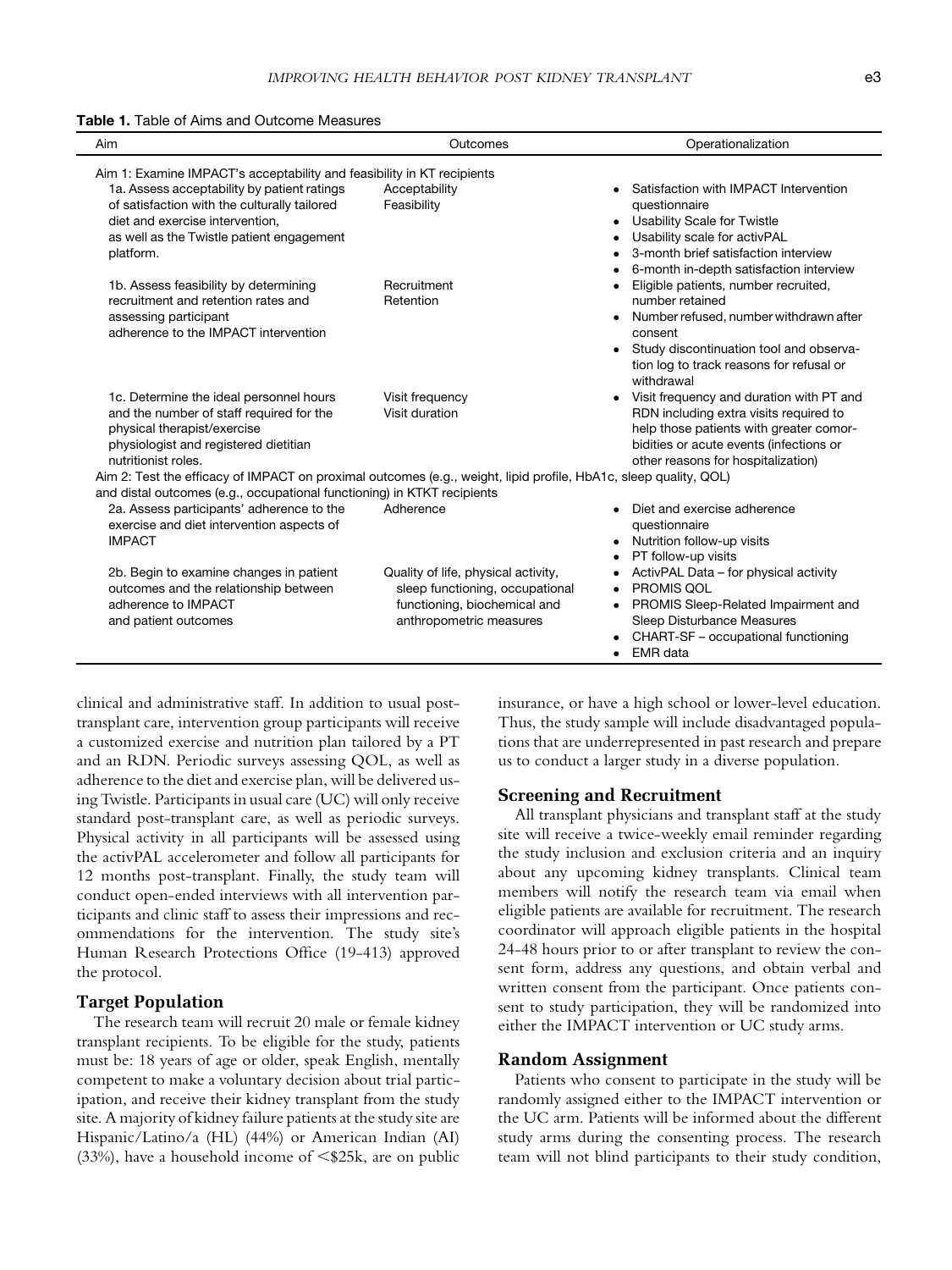**Table 1.** Table of Aims and Outcome Measures

| Aim | Outcomes | Operationalization |
|---|---|---|
| Aim 1: Examine IMPACT's acceptability and feasibility in KT recipients | | |
| 1a. Assess acceptability by patient ratings of satisfaction with the culturally tailored diet and exercise intervention, as well as the Twistle patient engagement platform. | Acceptability<br>Feasibility | • Satisfaction with IMPACT Intervention questionnaire<br>• Usability Scale for Twistle<br>• Usability scale for activPAL<br>• 3-month brief satisfaction interview<br>• 6-month in-depth satisfaction interview |
| 1b. Assess feasibility by determining recruitment and retention rates and assessing participant adherence to the IMPACT intervention | Recruitment<br>Retention | • Eligible patients, number recruited, number retained<br>• Number refused, number withdrawn after consent<br>• Study discontinuation tool and observation log to track reasons for refusal or withdrawal |
| 1c. Determine the ideal personnel hours and the number of staff required for the physical therapist/exercise physiologist and registered dietitian nutritionist roles. | Visit frequency<br>Visit duration | • Visit frequency and duration with PT and RDN including extra visits required to help those patients with greater comorbidities or acute events (infections or other reasons for hospitalization) |
| Aim 2: Test the efficacy of IMPACT on proximal outcomes (e.g., weight, lipid profile, HbA1c, sleep quality, QOL) and distal outcomes (e.g., occupational functioning) in KTKT recipients | | |
| 2a. Assess participants' adherence to the exercise and diet intervention aspects of IMPACT | Adherence | • Diet and exercise adherence questionnaire<br>• Nutrition follow-up visits<br>• PT follow-up visits |
| 2b. Begin to examine changes in patient outcomes and the relationship between adherence to IMPACT and patient outcomes | Quality of life, physical activity, sleep functioning, occupational functioning, biochemical and anthropometric measures | • ActivPAL Data – for physical activity<br>• PROMIS QOL<br>• PROMIS Sleep-Related Impairment and Sleep Disturbance Measures<br>• CHART-SF – occupational functioning<br>• EMR data |

clinical and administrative staff. In addition to usual post-transplant care, intervention group participants will receive a customized exercise and nutrition plan tailored by a PT and an RDN. Periodic surveys assessing QOL, as well as adherence to the diet and exercise plan, will be delivered using Twistle. Participants in usual care (UC) will only receive standard post-transplant care, as well as periodic surveys. Physical activity in all participants will be assessed using the activPAL accelerometer and follow all participants for 12 months post-transplant. Finally, the study team will conduct open-ended interviews with all intervention participants and clinic staff to assess their impressions and recommendations for the intervention. The study site's Human Research Protections Office (19-413) approved the protocol.

## Target Population

The research team will recruit 20 male or female kidney transplant recipients. To be eligible for the study, patients must be: 18 years of age or older, speak English, mentally competent to make a voluntary decision about trial participation, and receive their kidney transplant from the study site. A majority of kidney failure patients at the study site are Hispanic/Latino/a (HL) (44%) or American Indian (AI) (33%), have a household income of <$25k, are on public insurance, or have a high school or lower-level education. Thus, the study sample will include disadvantaged populations that are underrepresented in past research and prepare us to conduct a larger study in a diverse population.

## Screening and Recruitment

All transplant physicians and transplant staff at the study site will receive a twice-weekly email reminder regarding the study inclusion and exclusion criteria and an inquiry about any upcoming kidney transplants. Clinical team members will notify the research team via email when eligible patients are available for recruitment. The research coordinator will approach eligible patients in the hospital 24-48 hours prior to or after transplant to review the consent form, address any questions, and obtain verbal and written consent from the participant. Once patients consent to study participation, they will be randomized into either the IMPACT intervention or UC study arms.

## Random Assignment

Patients who consent to participate in the study will be randomly assigned either to the IMPACT intervention or the UC arm. Patients will be informed about the different study arms during the consenting process. The research team will not blind participants to their study condition,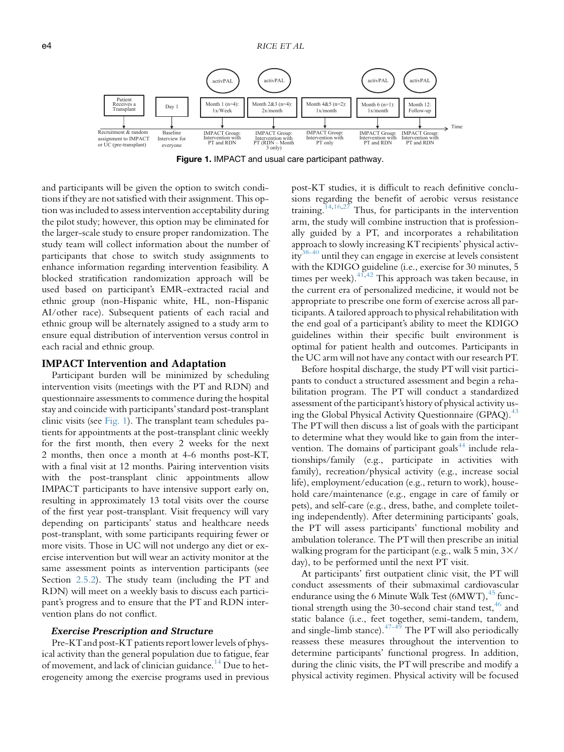Figure 1. IMPACT and usual care participant pathway.

and participants will be given the option to switch conditions if they are not satisfied with their assignment. This option was included to assess intervention acceptability during the pilot study; however, this option may be eliminated for the larger-scale study to ensure proper randomization. The study team will collect information about the number of participants that chose to switch study assignments to enhance information regarding intervention feasibility. A blocked stratification randomization approach will be used based on participant's EMR-extracted racial and ethnic group (non-Hispanic white, HL, non-Hispanic AI/other race). Subsequent patients of each racial and ethnic group will be alternately assigned to a study arm to ensure equal distribution of intervention versus control in each racial and ethnic group.

## IMPACT Intervention and Adaptation

Participant burden will be minimized by scheduling intervention visits (meetings with the PT and RDN) and questionnaire assessments to commence during the hospital stay and coincide with participants' standard post-transplant clinic visits (see Fig. 1). The transplant team schedules patients for appointments at the post-transplant clinic weekly for the first month, then every 2 weeks for the next 2 months, then once a month at 4-6 months post-KT, with a final visit at 12 months. Pairing intervention visits with the post-transplant clinic appointments allow IMPACT participants to have intensive support early on, resulting in approximately 13 total visits over the course of the first year post-transplant. Visit frequency will vary depending on participants' status and healthcare needs post-transplant, with some participants requiring fewer or more visits. Those in UC will not undergo any diet or exercise intervention but will wear an activity monitor at the same assessment points as intervention participants (see Section 2.5.2). The study team (including the PT and RDN) will meet on a weekly basis to discuss each participant's progress and to ensure that the PT and RDN intervention plans do not conflict.

### Exercise Prescription and Structure

Pre-KT and post-KT patients report lower levels of physical activity than the general population due to fatigue, fear of movement, and lack of clinician guidance.[14] Due to heterogeneity among the exercise programs used in previous post-KT studies, it is difficult to reach definitive conclusions regarding the benefit of aerobic versus resistance training.[14,16,27] Thus, for participants in the intervention arm, the study will combine instruction that is professionally guided by a PT, and incorporates a rehabilitation approach to slowly increasing KT recipients' physical activity[38–40] until they can engage in exercise at levels consistent with the KDIGO guideline (i.e., exercise for 30 minutes, 5 times per week).[41,42] This approach was taken because, in the current era of personalized medicine, it would not be appropriate to prescribe one form of exercise across all participants. A tailored approach to physical rehabilitation with the end goal of a participant's ability to meet the KDIGO guidelines within their specific built environment is optimal for patient health and outcomes. Participants in the UC arm will not have any contact with our research PT.

Before hospital discharge, the study PT will visit participants to conduct a structured assessment and begin a rehabilitation program. The PT will conduct a standardized assessment of the participant's history of physical activity using the Global Physical Activity Questionnaire (GPAQ).[43] The PT will then discuss a list of goals with the participant to determine what they would like to gain from the intervention. The domains of participant goals[44] include relationships/family (e.g., participate in activities with family), recreation/physical activity (e.g., increase social life), employment/education (e.g., return to work), household care/maintenance (e.g., engage in care of family or pets), and self-care (e.g., dress, bathe, and complete toileting independently). After determining participants' goals, the PT will assess participants' functional mobility and ambulation tolerance. The PT will then prescribe an initial walking program for the participant (e.g., walk 5 min, 3×/day), to be performed until the next PT visit.

At participants' first outpatient clinic visit, the PT will conduct assessments of their submaximal cardiovascular endurance using the 6 Minute Walk Test (6MWT),[45] functional strength using the 30-second chair stand test,[46] and static balance (i.e., feet together, semi-tandem, tandem, and single-limb stance).[47–49] The PT will also periodically reassess these measures throughout the intervention to determine participants' functional progress. In addition, during the clinic visits, the PT will prescribe and modify a physical activity regimen. Physical activity will be focused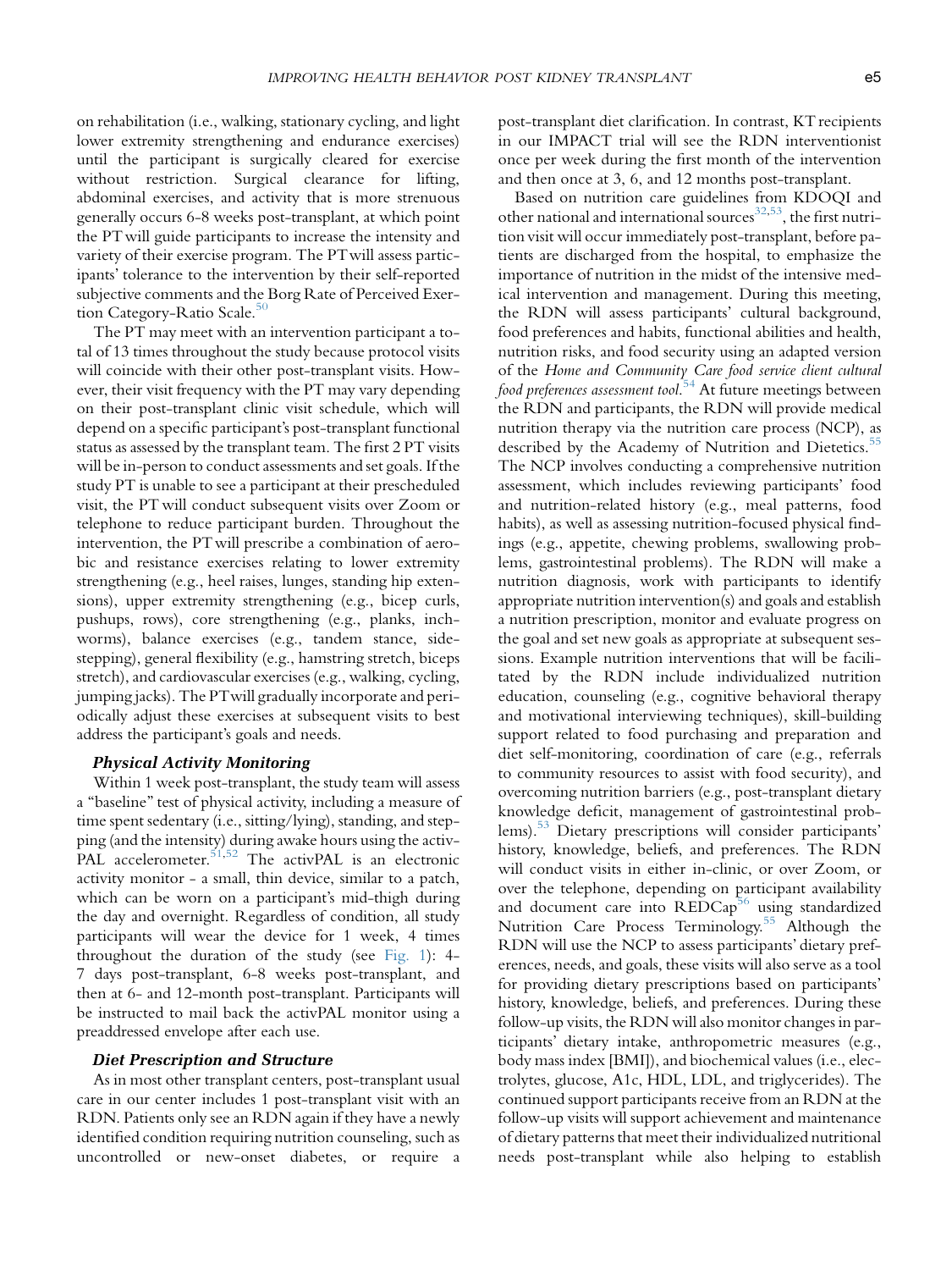on rehabilitation (i.e., walking, stationary cycling, and light lower extremity strengthening and endurance exercises) until the participant is surgically cleared for exercise without restriction. Surgical clearance for lifting, abdominal exercises, and activity that is more strenuous generally occurs 6-8 weeks post-transplant, at which point the PT will guide participants to increase the intensity and variety of their exercise program. The PT will assess participants' tolerance to the intervention by their self-reported subjective comments and the Borg Rate of Perceived Exertion Category-Ratio Scale.[50]

The PT may meet with an intervention participant a total of 13 times throughout the study because protocol visits will coincide with their other post-transplant visits. However, their visit frequency with the PT may vary depending on their post-transplant clinic visit schedule, which will depend on a specific participant's post-transplant functional status as assessed by the transplant team. The first 2 PT visits will be in-person to conduct assessments and set goals. If the study PT is unable to see a participant at their prescheduled visit, the PT will conduct subsequent visits over Zoom or telephone to reduce participant burden. Throughout the intervention, the PT will prescribe a combination of aerobic and resistance exercises relating to lower extremity strengthening (e.g., heel raises, lunges, standing hip extensions), upper extremity strengthening (e.g., bicep curls, pushups, rows), core strengthening (e.g., planks, inchworms), balance exercises (e.g., tandem stance, sidestepping), general flexibility (e.g., hamstring stretch, biceps stretch), and cardiovascular exercises (e.g., walking, cycling, jumping jacks). The PT will gradually incorporate and periodically adjust these exercises at subsequent visits to best address the participant's goals and needs.

### Physical Activity Monitoring

Within 1 week post-transplant, the study team will assess a "baseline" test of physical activity, including a measure of time spent sedentary (i.e., sitting/lying), standing, and stepping (and the intensity) during awake hours using the activPAL accelerometer.[51,52] The activPAL is an electronic activity monitor - a small, thin device, similar to a patch, which can be worn on a participant's mid-thigh during the day and overnight. Regardless of condition, all study participants will wear the device for 1 week, 4 times throughout the duration of the study (see Fig. 1): 4-7 days post-transplant, 6-8 weeks post-transplant, and then at 6- and 12-month post-transplant. Participants will be instructed to mail back the activPAL monitor using a preaddressed envelope after each use.

### Diet Prescription and Structure

As in most other transplant centers, post-transplant usual care in our center includes 1 post-transplant visit with an RDN. Patients only see an RDN again if they have a newly identified condition requiring nutrition counseling, such as uncontrolled or new-onset diabetes, or require a post-transplant diet clarification. In contrast, KT recipients in our IMPACT trial will see the RDN interventionist once per week during the first month of the intervention and then once at 3, 6, and 12 months post-transplant.

Based on nutrition care guidelines from KDOQI and other national and international sources[32,53], the first nutrition visit will occur immediately post-transplant, before patients are discharged from the hospital, to emphasize the importance of nutrition in the midst of the intensive medical intervention and management. During this meeting, the RDN will assess participants' cultural background, food preferences and habits, functional abilities and health, nutrition risks, and food security using an adapted version of the *Home and Community Care food service client cultural food preferences assessment tool*.[54] At future meetings between the RDN and participants, the RDN will provide medical nutrition therapy via the nutrition care process (NCP), as described by the Academy of Nutrition and Dietetics.[55] The NCP involves conducting a comprehensive nutrition assessment, which includes reviewing participants' food and nutrition-related history (e.g., meal patterns, food habits), as well as assessing nutrition-focused physical findings (e.g., appetite, chewing problems, swallowing problems, gastrointestinal problems). The RDN will make a nutrition diagnosis, work with participants to identify appropriate nutrition intervention(s) and goals and establish a nutrition prescription, monitor and evaluate progress on the goal and set new goals as appropriate at subsequent sessions. Example nutrition interventions that will be facilitated by the RDN include individualized nutrition education, counseling (e.g., cognitive behavioral therapy and motivational interviewing techniques), skill-building support related to food purchasing and preparation and diet self-monitoring, coordination of care (e.g., referrals to community resources to assist with food security), and overcoming nutrition barriers (e.g., post-transplant dietary knowledge deficit, management of gastrointestinal problems).[53] Dietary prescriptions will consider participants' history, knowledge, beliefs, and preferences. The RDN will conduct visits in either in-clinic, or over Zoom, or over the telephone, depending on participant availability and document care into REDCap[56] using standardized Nutrition Care Process Terminology.[55] Although the RDN will use the NCP to assess participants' dietary preferences, needs, and goals, these visits will also serve as a tool for providing dietary prescriptions based on participants' history, knowledge, beliefs, and preferences. During these follow-up visits, the RDN will also monitor changes in participants' dietary intake, anthropometric measures (e.g., body mass index [BMI]), and biochemical values (i.e., electrolytes, glucose, A1c, HDL, LDL, and triglycerides). The continued support participants receive from an RDN at the follow-up visits will support achievement and maintenance of dietary patterns that meet their individualized nutritional needs post-transplant while also helping to establish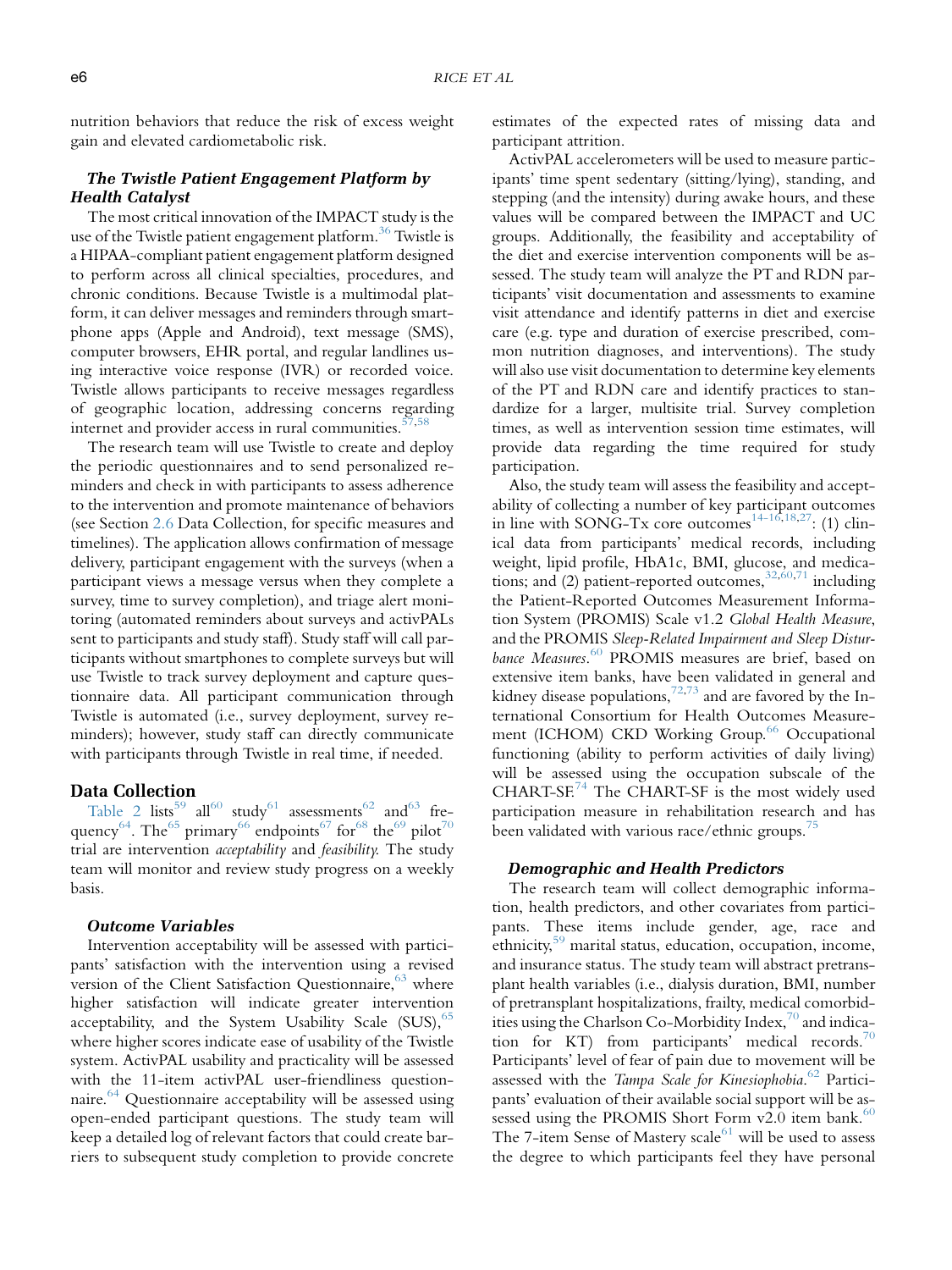nutrition behaviors that reduce the risk of excess weight gain and elevated cardiometabolic risk.

### *The Twistle Patient Engagement Platform by Health Catalyst*

The most critical innovation of the IMPACT study is the use of the Twistle patient engagement platform.[36] Twistle is a HIPAA-compliant patient engagement platform designed to perform across all clinical specialties, procedures, and chronic conditions. Because Twistle is a multimodal platform, it can deliver messages and reminders through smartphone apps (Apple and Android), text message (SMS), computer browsers, EHR portal, and regular landlines using interactive voice response (IVR) or recorded voice. Twistle allows participants to receive messages regardless of geographic location, addressing concerns regarding internet and provider access in rural communities.[57,58]

The research team will use Twistle to create and deploy the periodic questionnaires and to send personalized reminders and check in with participants to assess adherence to the intervention and promote maintenance of behaviors (see Section 2.6 Data Collection, for specific measures and timelines). The application allows confirmation of message delivery, participant engagement with the surveys (when a participant views a message versus when they complete a survey, time to survey completion), and triage alert monitoring (automated reminders about surveys and activPALs sent to participants and study staff). Study staff will call participants without smartphones to complete surveys but will use Twistle to track survey deployment and capture questionnaire data. All participant communication through Twistle is automated (i.e., survey deployment, survey reminders); however, study staff can directly communicate with participants through Twistle in real time, if needed.

## Data Collection

Table 2 lists[59] all[60] study[61] assessments[62] and[63] frequency[64]. The[65] primary[66] endpoints[67] for[68] the[69] pilot[70] trial are intervention *acceptability* and *feasibility*. The study team will monitor and review study progress on a weekly basis.

### *Outcome Variables*

Intervention acceptability will be assessed with participants' satisfaction with the intervention using a revised version of the Client Satisfaction Questionnaire,[63] where higher satisfaction will indicate greater intervention acceptability, and the System Usability Scale (SUS),[65] where higher scores indicate ease of usability of the Twistle system. ActivPAL usability and practicality will be assessed with the 11-item activPAL user-friendliness questionnaire.[64] Questionnaire acceptability will be assessed using open-ended participant questions. The study team will keep a detailed log of relevant factors that could create barriers to subsequent study completion to provide concrete estimates of the expected rates of missing data and participant attrition.

ActivPAL accelerometers will be used to measure participants' time spent sedentary (sitting/lying), standing, and stepping (and the intensity) during awake hours, and these values will be compared between the IMPACT and UC groups. Additionally, the feasibility and acceptability of the diet and exercise intervention components will be assessed. The study team will analyze the PT and RDN participants' visit documentation and assessments to examine visit attendance and identify patterns in diet and exercise care (e.g. type and duration of exercise prescribed, common nutrition diagnoses, and interventions). The study will also use visit documentation to determine key elements of the PT and RDN care and identify practices to standardize for a larger, multisite trial. Survey completion times, as well as intervention session time estimates, will provide data regarding the time required for study participation.

Also, the study team will assess the feasibility and acceptability of collecting a number of key participant outcomes in line with SONG-Tx core outcomes[14-16,18,27]: (1) clinical data from participants' medical records, including weight, lipid profile, HbA1c, BMI, glucose, and medications; and (2) patient-reported outcomes,[32,60,71] including the Patient-Reported Outcomes Measurement Information System (PROMIS) Scale v1.2 *Global Health Measure*, and the PROMIS *Sleep-Related Impairment and Sleep Disturbance Measures*.[60] PROMIS measures are brief, based on extensive item banks, have been validated in general and kidney disease populations,[72,73] and are favored by the International Consortium for Health Outcomes Measurement (ICHOM) CKD Working Group.[66] Occupational functioning (ability to perform activities of daily living) will be assessed using the occupation subscale of the CHART-SF.[74] The CHART-SF is the most widely used participation measure in rehabilitation research and has been validated with various race/ethnic groups.[75]

### *Demographic and Health Predictors*

The research team will collect demographic information, health predictors, and other covariates from participants. These items include gender, age, race and ethnicity,[59] marital status, education, occupation, income, and insurance status. The study team will abstract pretransplant health variables (i.e., dialysis duration, BMI, number of pretransplant hospitalizations, frailty, medical comorbidities using the Charlson Co-Morbidity Index,[70] and indication for KT) from participants' medical records.[70] Participants' level of fear of pain due to movement will be assessed with the *Tampa Scale for Kinesiophobia*.[62] Participants' evaluation of their available social support will be assessed using the PROMIS Short Form v2.0 item bank.[60] The 7-item Sense of Mastery scale[61] will be used to assess the degree to which participants feel they have personal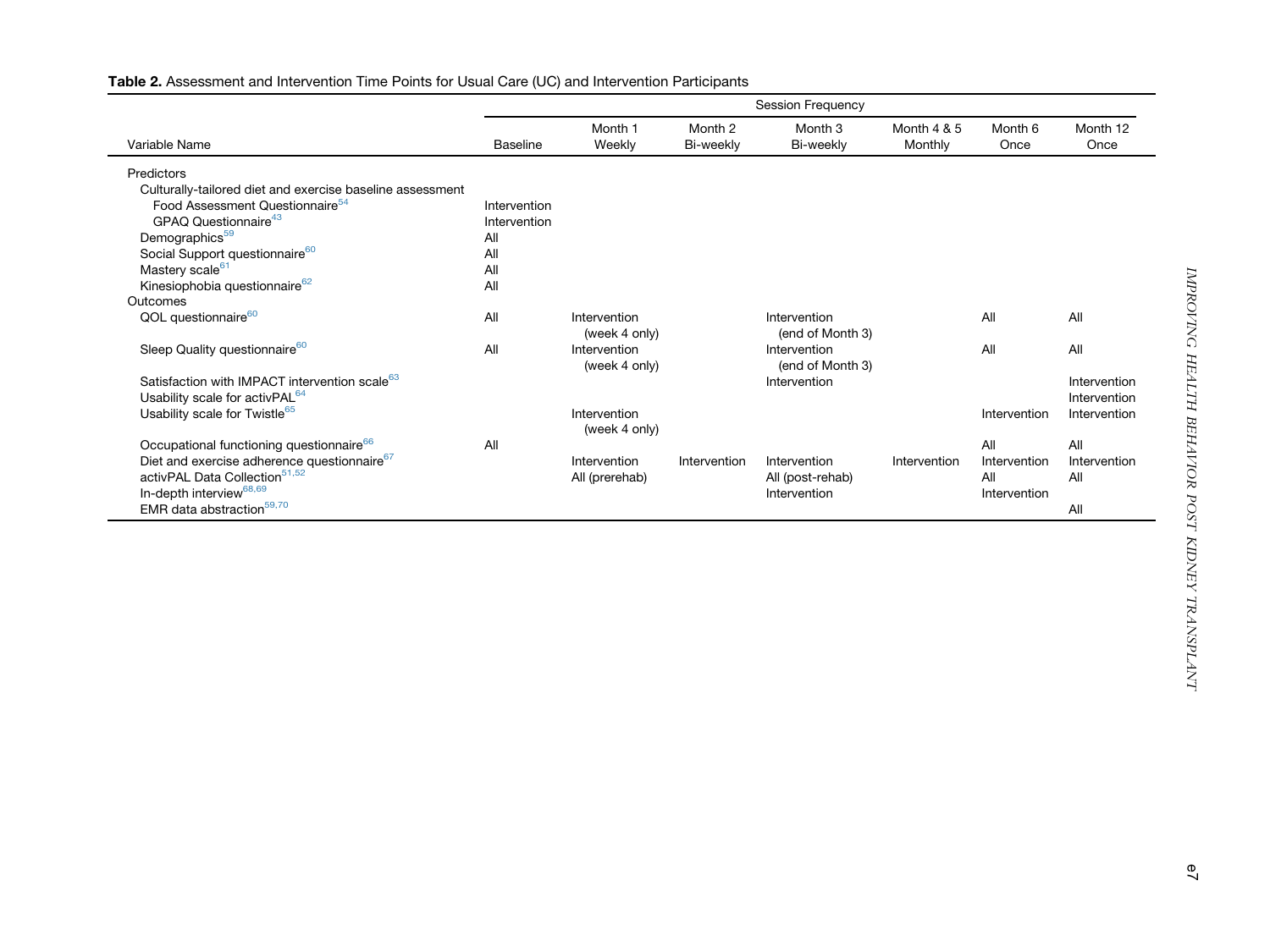**Table 2.** Assessment and Intervention Time Points for Usual Care (UC) and Intervention Participants

| Variable Name | Session Frequency | | | | | | |
|---|---|---|---|---|---|---|---|
| | Baseline | Month 1 Weekly | Month 2 Bi-weekly | Month 3 Bi-weekly | Month 4 & 5 Monthly | Month 6 Once | Month 12 Once |
| Predictors | | | | | | | |
| Culturally-tailored diet and exercise baseline assessment | | | | | | | |
| Food Assessment Questionnaire[54] | Intervention | | | | | | |
| GPAQ Questionnaire[43] | Intervention | | | | | | |
| Demographics[59] | All | | | | | | |
| Social Support questionnaire[60] | All | | | | | | |
| Mastery scale[61] | All | | | | | | |
| Kinesiophobia questionnaire[62] | All | | | | | | |
| Outcomes | | | | | | | |
| QOL questionnaire[60] | All | Intervention (week 4 only) | | Intervention (end of Month 3) | | All | All |
| Sleep Quality questionnaire[60] | All | Intervention (week 4 only) | | Intervention (end of Month 3) | | All | All |
| Satisfaction with IMPACT intervention scale[63] | | | | Intervention | | | Intervention |
| Usability scale for activPAL[64] | | | | | | | Intervention |
| Usability scale for Twistle[65] | | Intervention (week 4 only) | | | | Intervention | Intervention |
| Occupational functioning questionnaire[66] | All | | | | | All | All |
| Diet and exercise adherence questionnaire[67] | | Intervention | Intervention | Intervention | Intervention | Intervention | Intervention |
| activPAL Data Collection[51,52] | | All (prerehab) | | All (post-rehab) | | All | All |
| In-depth interview[68,69] | | | | Intervention | | Intervention | |
| EMR data abstraction[59,70] | | | | | | | All |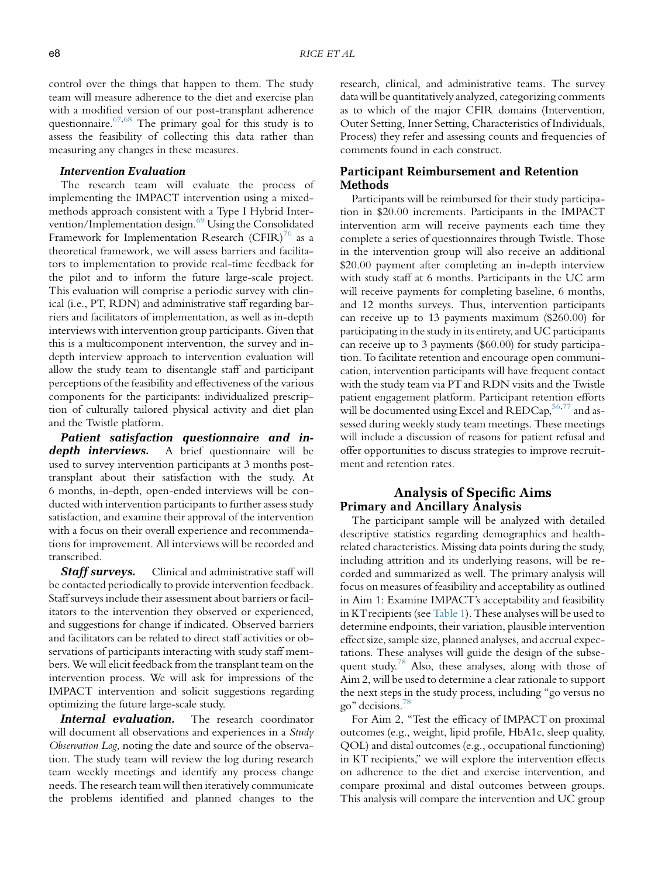control over the things that happen to them. The study team will measure adherence to the diet and exercise plan with a modified version of our post-transplant adherence questionnaire.[67,68] The primary goal for this study is to assess the feasibility of collecting this data rather than measuring any changes in these measures.

### *Intervention Evaluation*

The research team will evaluate the process of implementing the IMPACT intervention using a mixed-methods approach consistent with a Type I Hybrid Intervention/Implementation design.[69] Using the Consolidated Framework for Implementation Research (CFIR)[76] as a theoretical framework, we will assess barriers and facilitators to implementation to provide real-time feedback for the pilot and to inform the future large-scale project. This evaluation will comprise a periodic survey with clinical (i.e., PT, RDN) and administrative staff regarding barriers and facilitators of implementation, as well as in-depth interviews with intervention group participants. Given that this is a multicomponent intervention, the survey and in-depth interview approach to intervention evaluation will allow the study team to disentangle staff and participant perceptions of the feasibility and effectiveness of the various components for the participants: individualized prescription of culturally tailored physical activity and diet plan and the Twistle platform.

***Patient satisfaction questionnaire and in-depth interviews.*** A brief questionnaire will be used to survey intervention participants at 3 months post-transplant about their satisfaction with the study. At 6 months, in-depth, open-ended interviews will be conducted with intervention participants to further assess study satisfaction, and examine their approval of the intervention with a focus on their overall experience and recommendations for improvement. All interviews will be recorded and transcribed.

***Staff surveys.*** Clinical and administrative staff will be contacted periodically to provide intervention feedback. Staff surveys include their assessment about barriers or facilitators to the intervention they observed or experienced, and suggestions for change if indicated. Observed barriers and facilitators can be related to direct staff activities or observations of participants interacting with study staff members. We will elicit feedback from the transplant team on the intervention process. We will ask for impressions of the IMPACT intervention and solicit suggestions regarding optimizing the future large-scale study.

***Internal evaluation.*** The research coordinator will document all observations and experiences in a *Study Observation Log*, noting the date and source of the observation. The study team will review the log during research team weekly meetings and identify any process change needs. The research team will then iteratively communicate the problems identified and planned changes to the research, clinical, and administrative teams. The survey data will be quantitatively analyzed, categorizing comments as to which of the major CFIR domains (Intervention, Outer Setting, Inner Setting, Characteristics of Individuals, Process) they refer and assessing counts and frequencies of comments found in each construct.

### Participant Reimbursement and Retention Methods

Participants will be reimbursed for their study participation in $20.00 increments. Participants in the IMPACT intervention arm will receive payments each time they complete a series of questionnaires through Twistle. Those in the intervention group will also receive an additional $20.00 payment after completing an in-depth interview with study staff at 6 months. Participants in the UC arm will receive payments for completing baseline, 6 months, and 12 months surveys. Thus, intervention participants can receive up to 13 payments maximum ($260.00) for participating in the study in its entirety, and UC participants can receive up to 3 payments ($60.00) for study participation. To facilitate retention and encourage open communication, intervention participants will have frequent contact with the study team via PT and RDN visits and the Twistle patient engagement platform. Participant retention efforts will be documented using Excel and REDCap,[56,77] and assessed during weekly study team meetings. These meetings will include a discussion of reasons for patient refusal and offer opportunities to discuss strategies to improve recruitment and retention rates.

## Analysis of Specific Aims

### Primary and Ancillary Analysis

The participant sample will be analyzed with detailed descriptive statistics regarding demographics and health-related characteristics. Missing data points during the study, including attrition and its underlying reasons, will be recorded and summarized as well. The primary analysis will focus on measures of feasibility and acceptability as outlined in Aim 1: Examine IMPACT's acceptability and feasibility in KT recipients (see Table 1). These analyses will be used to determine endpoints, their variation, plausible intervention effect size, sample size, planned analyses, and accrual expectations. These analyses will guide the design of the subsequent study.[78] Also, these analyses, along with those of Aim 2, will be used to determine a clear rationale to support the next steps in the study process, including "go versus no go" decisions.[78]

For Aim 2, "Test the efficacy of IMPACT on proximal outcomes (e.g., weight, lipid profile, HbA1c, sleep quality, QOL) and distal outcomes (e.g., occupational functioning) in KT recipients," we will explore the intervention effects on adherence to the diet and exercise intervention, and compare proximal and distal outcomes between groups. This analysis will compare the intervention and UC group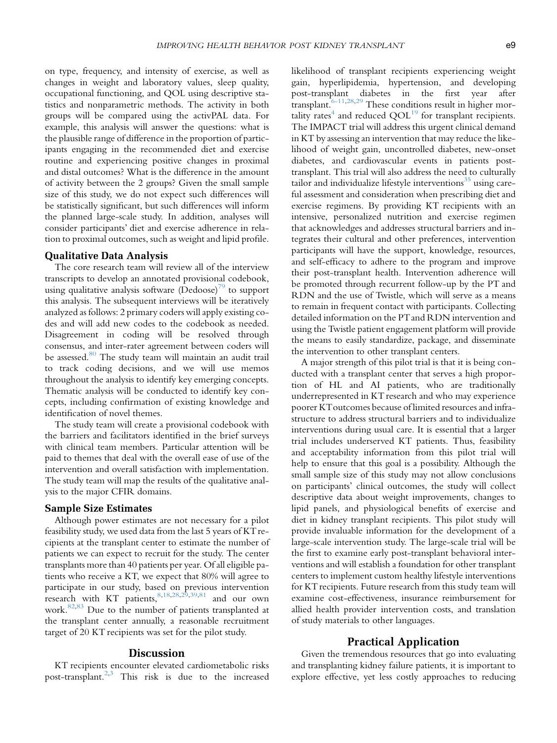on type, frequency, and intensity of exercise, as well as changes in weight and laboratory values, sleep quality, occupational functioning, and QOL using descriptive statistics and nonparametric methods. The activity in both groups will be compared using the activPAL data. For example, this analysis will answer the questions: what is the plausible range of difference in the proportion of participants engaging in the recommended diet and exercise routine and experiencing positive changes in proximal and distal outcomes? What is the difference in the amount of activity between the 2 groups? Given the small sample size of this study, we do not expect such differences will be statistically significant, but such differences will inform the planned large-scale study. In addition, analyses will consider participants' diet and exercise adherence in relation to proximal outcomes, such as weight and lipid profile.

### Qualitative Data Analysis

The core research team will review all of the interview transcripts to develop an annotated provisional codebook, using qualitative analysis software (Dedoose)[79] to support this analysis. The subsequent interviews will be iteratively analyzed as follows: 2 primary coders will apply existing codes and will add new codes to the codebook as needed. Disagreement in coding will be resolved through consensus, and inter-rater agreement between coders will be assessed.[80] The study team will maintain an audit trail to track coding decisions, and we will use memos throughout the analysis to identify key emerging concepts. Thematic analysis will be conducted to identify key concepts, including confirmation of existing knowledge and identification of novel themes.

The study team will create a provisional codebook with the barriers and facilitators identified in the brief surveys with clinical team members. Particular attention will be paid to themes that deal with the overall ease of use of the intervention and overall satisfaction with implementation. The study team will map the results of the qualitative analysis to the major CFIR domains.

### Sample Size Estimates

Although power estimates are not necessary for a pilot feasibility study, we used data from the last 5 years of KT recipients at the transplant center to estimate the number of patients we can expect to recruit for the study. The center transplants more than 40 patients per year. Of all eligible patients who receive a KT, we expect that 80% will agree to participate in our study, based on previous intervention research with KT patients,[8,18,28,29,39,81] and our own work.[82,83] Due to the number of patients transplanted at the transplant center annually, a reasonable recruitment target of 20 KT recipients was set for the pilot study.

## Discussion

KT recipients encounter elevated cardiometabolic risks post-transplant.[2,3] This risk is due to the increased likelihood of transplant recipients experiencing weight gain, hyperlipidemia, hypertension, and developing post-transplant diabetes in the first year after transplant.[6-11,28,29] These conditions result in higher mortality rates[4] and reduced QOL[19] for transplant recipients. The IMPACT trial will address this urgent clinical demand in KT by assessing an intervention that may reduce the likelihood of weight gain, uncontrolled diabetes, new-onset diabetes, and cardiovascular events in patients post-transplant. This trial will also address the need to culturally tailor and individualize lifestyle interventions[35] using careful assessment and consideration when prescribing diet and exercise regimens. By providing KT recipients with an intensive, personalized nutrition and exercise regimen that acknowledges and addresses structural barriers and integrates their cultural and other preferences, intervention participants will have the support, knowledge, resources, and self-efficacy to adhere to the program and improve their post-transplant health. Intervention adherence will be promoted through recurrent follow-up by the PT and RDN and the use of Twistle, which will serve as a means to remain in frequent contact with participants. Collecting detailed information on the PT and RDN intervention and using the Twistle patient engagement platform will provide the means to easily standardize, package, and disseminate the intervention to other transplant centers.

A major strength of this pilot trial is that it is being conducted with a transplant center that serves a high proportion of HL and AI patients, who are traditionally underrepresented in KT research and who may experience poorer KT outcomes because of limited resources and infrastructure to address structural barriers and to individualize interventions during usual care. It is essential that a larger trial includes underserved KT patients. Thus, feasibility and acceptability information from this pilot trial will help to ensure that this goal is a possibility. Although the small sample size of this study may not allow conclusions on participants' clinical outcomes, the study will collect descriptive data about weight improvements, changes to lipid panels, and physiological benefits of exercise and diet in kidney transplant recipients. This pilot study will provide invaluable information for the development of a large-scale intervention study. The large-scale trial will be the first to examine early post-transplant behavioral interventions and will establish a foundation for other transplant centers to implement custom healthy lifestyle interventions for KT recipients. Future research from this study team will examine cost-effectiveness, insurance reimbursement for allied health provider intervention costs, and translation of study materials to other languages.

## Practical Application

Given the tremendous resources that go into evaluating and transplanting kidney failure patients, it is important to explore effective, yet less costly approaches to reducing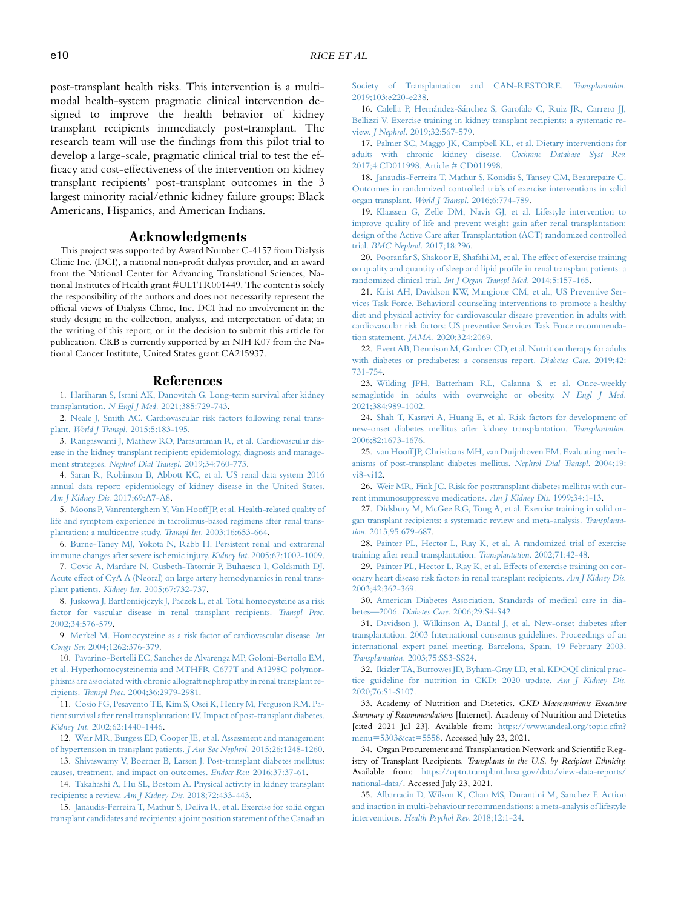post-transplant health risks. This intervention is a multi-modal health-system pragmatic clinical intervention designed to improve the health behavior of kidney transplant recipients immediately post-transplant. The research team will use the findings from this pilot trial to develop a large-scale, pragmatic clinical trial to test the efficacy and cost-effectiveness of the intervention on kidney transplant recipients' post-transplant outcomes in the 3 largest minority racial/ethnic kidney failure groups: Black Americans, Hispanics, and American Indians.

## Acknowledgments

This project was supported by Award Number C-4157 from Dialysis Clinic Inc. (DCI), a national non-profit dialysis provider, and an award from the National Center for Advancing Translational Sciences, National Institutes of Health grant #UL1TR001449. The content is solely the responsibility of the authors and does not necessarily represent the official views of Dialysis Clinic, Inc. DCI had no involvement in the study design; in the collection, analysis, and interpretation of data; in the writing of this report; or in the decision to submit this article for publication. CKB is currently supported by an NIH K07 from the National Cancer Institute, United States grant CA215937.

## References

1. Hariharan S, Israni AK, Danovitch G. Long-term survival after kidney transplantation. *N Engl J Med*. 2021;385:729-743.
2. Neale J, Smith AC. Cardiovascular risk factors following renal transplant. *World J Transpl*. 2015;5:183-195.
3. Rangaswami J, Mathew RO, Parasuraman R, et al. Cardiovascular disease in the kidney transplant recipient: epidemiology, diagnosis and management strategies. *Nephrol Dial Transpl*. 2019;34:760-773.
4. Saran R, Robinson B, Abbott KC, et al. US renal data system 2016 annual data report: epidemiology of kidney disease in the United States. *Am J Kidney Dis*. 2017;69:A7-A8.
5. Moons P, Vanrenterghem Y, Van Hooff JP, et al. Health-related quality of life and symptom experience in tacrolimus-based regimens after renal transplantation: a multicentre study. *Transpl Int*. 2003;16:653-664.
6. Burne-Taney MJ, Yokota N, Rabb H. Persistent renal and extrarenal immune changes after severe ischemic injury. *Kidney Int*. 2005;67:1002-1009.
7. Covic A, Mardare N, Gusbeth-Tatomir P, Buhaescu I, Goldsmith DJ. Acute effect of CyA A (Neoral) on large artery hemodynamics in renal transplant patients. *Kidney Int*. 2005;67:732-737.
8. Juskowa J, Bartłomiejczyk J, Paczek L, et al. Total homocysteine as a risk factor for vascular disease in renal transplant recipients. *Transpl Proc*. 2002;34:576-579.
9. Merkel M. Homocysteine as a risk factor of cardiovascular disease. *Int Congr Ser*. 2004;1262:376-379.
10. Pavarino-Bertelli EC, Sanches de Alvarenga MP, Goloni-Bertollo EM, et al. Hyperhomocysteinemia and MTHFR C677T and A1298C polymorphisms are associated with chronic allograft nephropathy in renal transplant recipients. *Transpl Proc*. 2004;36:2979-2981.
11. Cosio FG, Pesavento TE, Kim S, Osei K, Henry M, Ferguson RM. Patient survival after renal transplantation: IV. Impact of post-transplant diabetes. *Kidney Int*. 2002;62:1440-1446.
12. Weir MR, Burgess ED, Cooper JE, et al. Assessment and management of hypertension in transplant patients. *J Am Soc Nephrol*. 2015;26:1248-1260.
13. Shivaswamy V, Boerner B, Larsen J. Post-transplant diabetes mellitus: causes, treatment, and impact on outcomes. *Endocr Rev*. 2016;37:37-61.
14. Takahashi A, Hu SL, Bostom A. Physical activity in kidney transplant recipients: a review. *Am J Kidney Dis*. 2018;72:433-443.
15. Janaudis-Ferreira T, Mathur S, Deliva R, et al. Exercise for solid organ transplant candidates and recipients: a joint position statement of the Canadian Society of Transplantation and CAN-RESTORE. *Transplantation*. 2019;103:e220-e238.
16. Calella P, Hernández-Sánchez S, Garofalo C, Ruiz JR, Carrero JJ, Bellizzi V. Exercise training in kidney transplant recipients: a systematic review. *J Nephrol*. 2019;32:567-579.
17. Palmer SC, Maggo JK, Campbell KL, et al. Dietary interventions for adults with chronic kidney disease. *Cochrane Database Syst Rev*. 2017;4:CD011998. Article # CD011998.
18. Janaudis-Ferreira T, Mathur S, Konidis S, Tansey CM, Beaurepaire C. Outcomes in randomized controlled trials of exercise interventions in solid organ transplant. *World J Transpl*. 2016;6:774-789.
19. Klaassen G, Zelle DM, Navis GJ, et al. Lifestyle intervention to improve quality of life and prevent weight gain after renal transplantation: design of the Active Care after Transplantation (ACT) randomized controlled trial. *BMC Nephrol*. 2017;18:296.
20. Pooranfar S, Shakoor E, Shafahi M, et al. The effect of exercise training on quality and quantity of sleep and lipid profile in renal transplant patients: a randomized clinical trial. *Int J Organ Transpl Med*. 2014;5:157-165.
21. Krist AH, Davidson KW, Mangione CM, et al., US Preventive Services Task Force. Behavioral counseling interventions to promote a healthy diet and physical activity for cardiovascular disease prevention in adults with cardiovascular risk factors: US preventive Services Task Force recommendation statement. *JAMA*. 2020;324:2069.
22. Evert AB, Dennison M, Gardner CD, et al. Nutrition therapy for adults with diabetes or prediabetes: a consensus report. *Diabetes Care*. 2019;42:731-754.
23. Wilding JPH, Batterham RL, Calanna S, et al. Once-weekly semaglutide in adults with overweight or obesity. *N Engl J Med*. 2021;384:989-1002.
24. Shah T, Kasravi A, Huang E, et al. Risk factors for development of new-onset diabetes mellitus after kidney transplantation. *Transplantation*. 2006;82:1673-1676.
25. van Hooff JP, Christiaans MH, van Duijnhoven EM. Evaluating mechanisms of post-transplant diabetes mellitus. *Nephrol Dial Transpl*. 2004;19:vi8-vi12.
26. Weir MR, Fink JC. Risk for posttransplant diabetes mellitus with current immunosuppressive medications. *Am J Kidney Dis*. 1999;34:1-13.
27. Didsbury M, McGee RG, Tong A, et al. Exercise training in solid organ transplant recipients: a systematic review and meta-analysis. *Transplantation*. 2013;95:679-687.
28. Painter PL, Hector L, Ray K, et al. A randomized trial of exercise training after renal transplantation. *Transplantation*. 2002;71:42-48.
29. Painter PL, Hector L, Ray K, et al. Effects of exercise training on coronary heart disease risk factors in renal transplant recipients. *Am J Kidney Dis*. 2003;42:362-369.
30. American Diabetes Association. Standards of medical care in diabetes—2006. *Diabetes Care*. 2006;29:S4-S42.
31. Davidson J, Wilkinson A, Dantal J, et al. New-onset diabetes after transplantation: 2003 International consensus guidelines. Proceedings of an international expert panel meeting. Barcelona, Spain, 19 February 2003. *Transplantation*. 2003;75:SS3-SS24.
32. Ikizler TA, Burrowes JD, Byham-Gray LD, et al. KDOQI clinical practice guideline for nutrition in CKD: 2020 update. *Am J Kidney Dis*. 2020;76:S1-S107.
33. Academy of Nutrition and Dietetics. *CKD Macronutrients Executive Summary of Recommendations* [Internet]. Academy of Nutrition and Dietetics [cited 2021 Jul 23]. Available from: https://www.andeal.org/topic.cfm?menu=5303&cat=5558. Accessed July 23, 2021.
34. Organ Procurement and Transplantation Network and Scientific Registry of Transplant Recipients. *Transplants in the U.S. by Recipient Ethnicity*. Available from: https://optn.transplant.hrsa.gov/data/view-data-reports/national-data/. Accessed July 23, 2021.
35. Albarracin D, Wilson K, Chan MS, Durantini M, Sanchez F. Action and inaction in multi-behaviour recommendations: a meta-analysis of lifestyle interventions. *Health Psychol Rev*. 2018;12:1-24.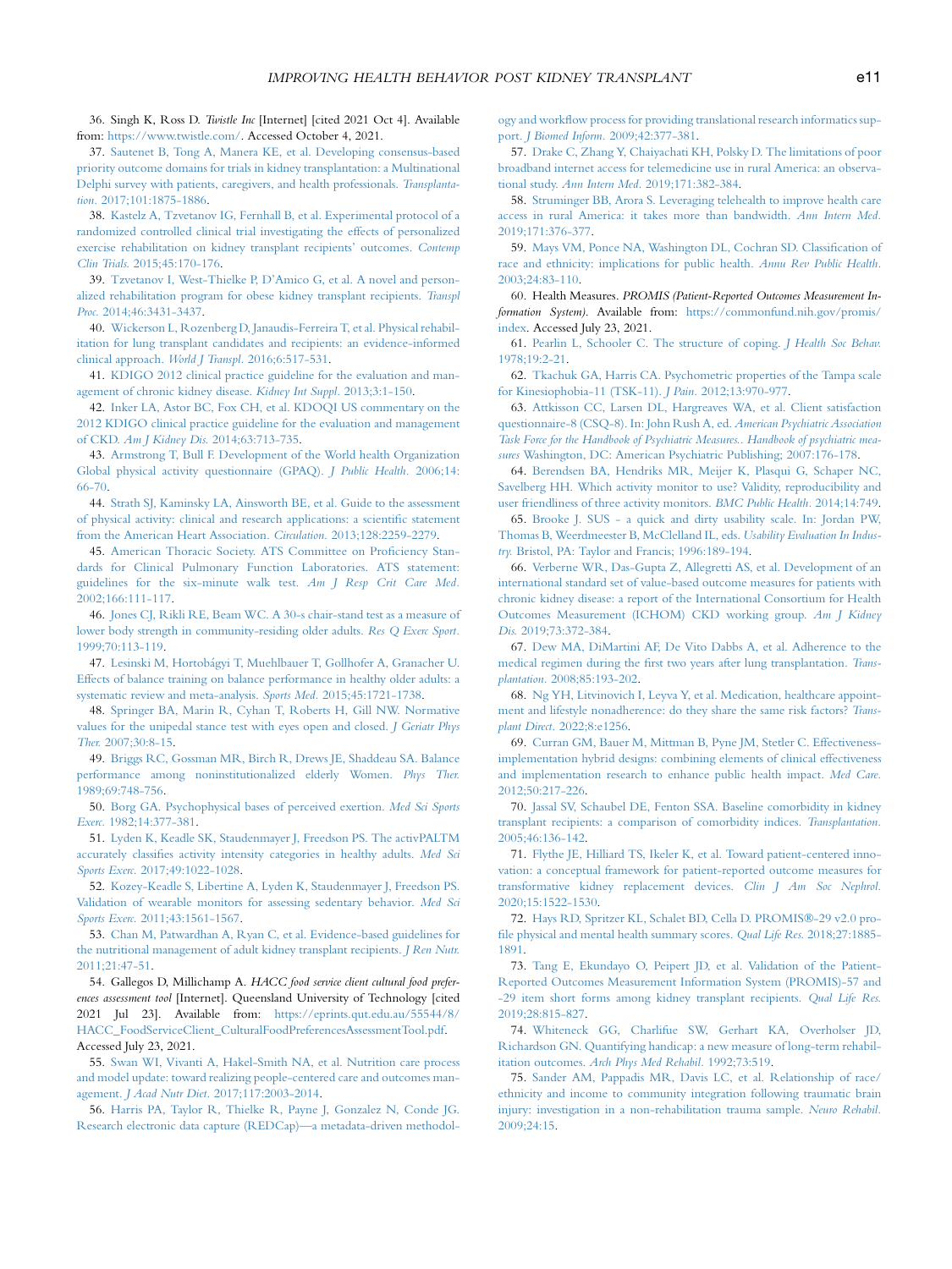36. Singh K, Ross D. *Twistle Inc* [Internet] [cited 2021 Oct 4]. Available from: https://www.twistle.com/. Accessed October 4, 2021.

37. Sautenet B, Tong A, Manera KE, et al. Developing consensus-based priority outcome domains for trials in kidney transplantation: a Multinational Delphi survey with patients, caregivers, and health professionals. *Transplantation*. 2017;101:1875-1886.

38. Kastelz A, Tzvetanov IG, Fernhall B, et al. Experimental protocol of a randomized controlled clinical trial investigating the effects of personalized exercise rehabilitation on kidney transplant recipients' outcomes. *Contemp Clin Trials*. 2015;45:170-176.

39. Tzvetanov I, West-Thielke P, D'Amico G, et al. A novel and personalized rehabilitation program for obese kidney transplant recipients. *Transpl Proc*. 2014;46:3431-3437.

40. Wickerson L, Rozenberg D, Janaudis-Ferreira T, et al. Physical rehabilitation for lung transplant candidates and recipients: an evidence-informed clinical approach. *World J Transpl*. 2016;6:517-531.

41. KDIGO 2012 clinical practice guideline for the evaluation and management of chronic kidney disease. *Kidney Int Suppl*. 2013;3:1-150.

42. Inker LA, Astor BC, Fox CH, et al. KDOQI US commentary on the 2012 KDIGO clinical practice guideline for the evaluation and management of CKD. *Am J Kidney Dis*. 2014;63:713-735.

43. Armstrong T, Bull F. Development of the World health Organization Global physical activity questionnaire (GPAQ). *J Public Health*. 2006;14:66-70.

44. Strath SJ, Kaminsky LA, Ainsworth BE, et al. Guide to the assessment of physical activity: clinical and research applications: a scientific statement from the American Heart Association. *Circulation*. 2013;128:2259-2279.

45. American Thoracic Society. ATS Committee on Proficiency Standards for Clinical Pulmonary Function Laboratories. ATS statement: guidelines for the six-minute walk test. *Am J Resp Crit Care Med*. 2002;166:111-117.

46. Jones CJ, Rikli RE, Beam WC. A 30-s chair-stand test as a measure of lower body strength in community-residing older adults. *Res Q Exerc Sport*. 1999;70:113-119.

47. Lesinski M, Hortobágyi T, Muehlbauer T, Gollhofer A, Granacher U. Effects of balance training on balance performance in healthy older adults: a systematic review and meta-analysis. *Sports Med*. 2015;45:1721-1738.

48. Springer BA, Marin R, Cyhan T, Roberts H, Gill NW. Normative values for the unipedal stance test with eyes open and closed. *J Geriatr Phys Ther*. 2007;30:8-15.

49. Briggs RC, Gossman MR, Birch R, Drews JE, Shaddeau SA. Balance performance among noninstitutionalized elderly Women. *Phys Ther*. 1989;69:748-756.

50. Borg GA. Psychophysical bases of perceived exertion. *Med Sci Sports Exerc*. 1982;14:377-381.

51. Lyden K, Keadle SK, Staudenmayer J, Freedson PS. The activPALTM accurately classifies activity intensity categories in healthy adults. *Med Sci Sports Exerc*. 2017;49:1022-1028.

52. Kozey-Keadle S, Libertine A, Lyden K, Staudenmayer J, Freedson PS. Validation of wearable monitors for assessing sedentary behavior. *Med Sci Sports Exerc*. 2011;43:1561-1567.

53. Chan M, Patwardhan A, Ryan C, et al. Evidence-based guidelines for the nutritional management of adult kidney transplant recipients. *J Ren Nutr*. 2011;21:47-51.

54. Gallegos D, Millichamp A. *HACC food service client cultural food preferences assessment tool* [Internet]. Queensland University of Technology [cited 2021 Jul 23]. Available from: https://eprints.qut.edu.au/55544/8/HACC_FoodServiceClient_CulturalFoodPreferencesAssessmentTool.pdf. Accessed July 23, 2021.

55. Swan WI, Vivanti A, Hakel-Smith NA, et al. Nutrition care process and model update: toward realizing people-centered care and outcomes management. *J Acad Nutr Diet*. 2017;117:2003-2014.

56. Harris PA, Taylor R, Thielke R, Payne J, Gonzalez N, Conde JG. Research electronic data capture (REDCap)—a metadata-driven methodology and workflow process for providing translational research informatics support. *J Biomed Inform*. 2009;42:377-381.

57. Drake C, Zhang Y, Chaiyachati KH, Polsky D. The limitations of poor broadband internet access for telemedicine use in rural America: an observational study. *Ann Intern Med*. 2019;171:382-384.

58. Struminger BB, Arora S. Leveraging telehealth to improve health care access in rural America: it takes more than bandwidth. *Ann Intern Med*. 2019;171:376-377.

59. Mays VM, Ponce NA, Washington DL, Cochran SD. Classification of race and ethnicity: implications for public health. *Annu Rev Public Health*. 2003;24:83-110.

60. Health Measures. *PROMIS (Patient-Reported Outcomes Measurement Information System)*. Available from: https://commonfund.nih.gov/promis/index. Accessed July 23, 2021.

61. Pearlin L, Schooler C. The structure of coping. *J Health Soc Behav*. 1978;19:2-21.

62. Tkachuk GA, Harris CA. Psychometric properties of the Tampa scale for Kinesiophobia-11 (TSK-11). *J Pain*. 2012;13:970-977.

63. Attkisson CC, Larsen DL, Hargreaves WA, et al. Client satisfaction questionnaire-8 (CSQ-8). In: John Rush A, ed. *American Psychiatric Association Task Force for the Handbook of Psychiatric Measures.. Handbook of psychiatric measures* Washington, DC: American Psychiatric Publishing; 2007:176-178.

64. Berendsen BA, Hendriks MR, Meijer K, Plasqui G, Schaper NC, Savelberg HH. Which activity monitor to use? Validity, reproducibility and user friendliness of three activity monitors. *BMC Public Health*. 2014;14:749.

65. Brooke J. SUS - a quick and dirty usability scale. In: Jordan PW, Thomas B, Weerdmeester B, McClelland IL, eds. *Usability Evaluation In Industry*. Bristol, PA: Taylor and Francis; 1996:189-194.

66. Verberne WR, Das-Gupta Z, Allegretti AS, et al. Development of an international standard set of value-based outcome measures for patients with chronic kidney disease: a report of the International Consortium for Health Outcomes Measurement (ICHOM) CKD working group. *Am J Kidney Dis*. 2019;73:372-384.

67. Dew MA, DiMartini AF, De Vito Dabbs A, et al. Adherence to the medical regimen during the first two years after lung transplantation. *Transplantation*. 2008;85:193-202.

68. Ng YH, Litvinovich I, Leyva Y, et al. Medication, healthcare appointment and lifestyle nonadherence: do they share the same risk factors? *Transplant Direct*. 2022;8:e1256.

69. Curran GM, Bauer M, Mittman B, Pyne JM, Stetler C. Effectiveness-implementation hybrid designs: combining elements of clinical effectiveness and implementation research to enhance public health impact. *Med Care*. 2012;50:217-226.

70. Jassal SV, Schaubel DE, Fenton SSA. Baseline comorbidity in kidney transplant recipients: a comparison of comorbidity indices. *Transplantation*. 2005;46:136-142.

71. Flythe JE, Hilliard TS, Ikeler K, et al. Toward patient-centered innovation: a conceptual framework for patient-reported outcome measures for transformative kidney replacement devices. *Clin J Am Soc Nephrol*. 2020;15:1522-1530.

72. Hays RD, Spritzer KL, Schalet BD, Cella D. PROMIS®-29 v2.0 profile physical and mental health summary scores. *Qual Life Res*. 2018;27:1885-1891.

73. Tang E, Ekundayo O, Peipert JD, et al. Validation of the Patient-Reported Outcomes Measurement Information System (PROMIS)-57 and -29 item short forms among kidney transplant recipients. *Qual Life Res*. 2019;28:815-827.

74. Whiteneck GG, Charlifue SW, Gerhart KA, Overholser JD, Richardson GN. Quantifying handicap: a new measure of long-term rehabilitation outcomes. *Arch Phys Med Rehabil*. 1992;73:519.

75. Sander AM, Pappadis MR, Davis LC, et al. Relationship of race/ethnicity and income to community integration following traumatic brain injury: investigation in a non-rehabilitation trauma sample. *Neuro Rehabil*. 2009;24:15.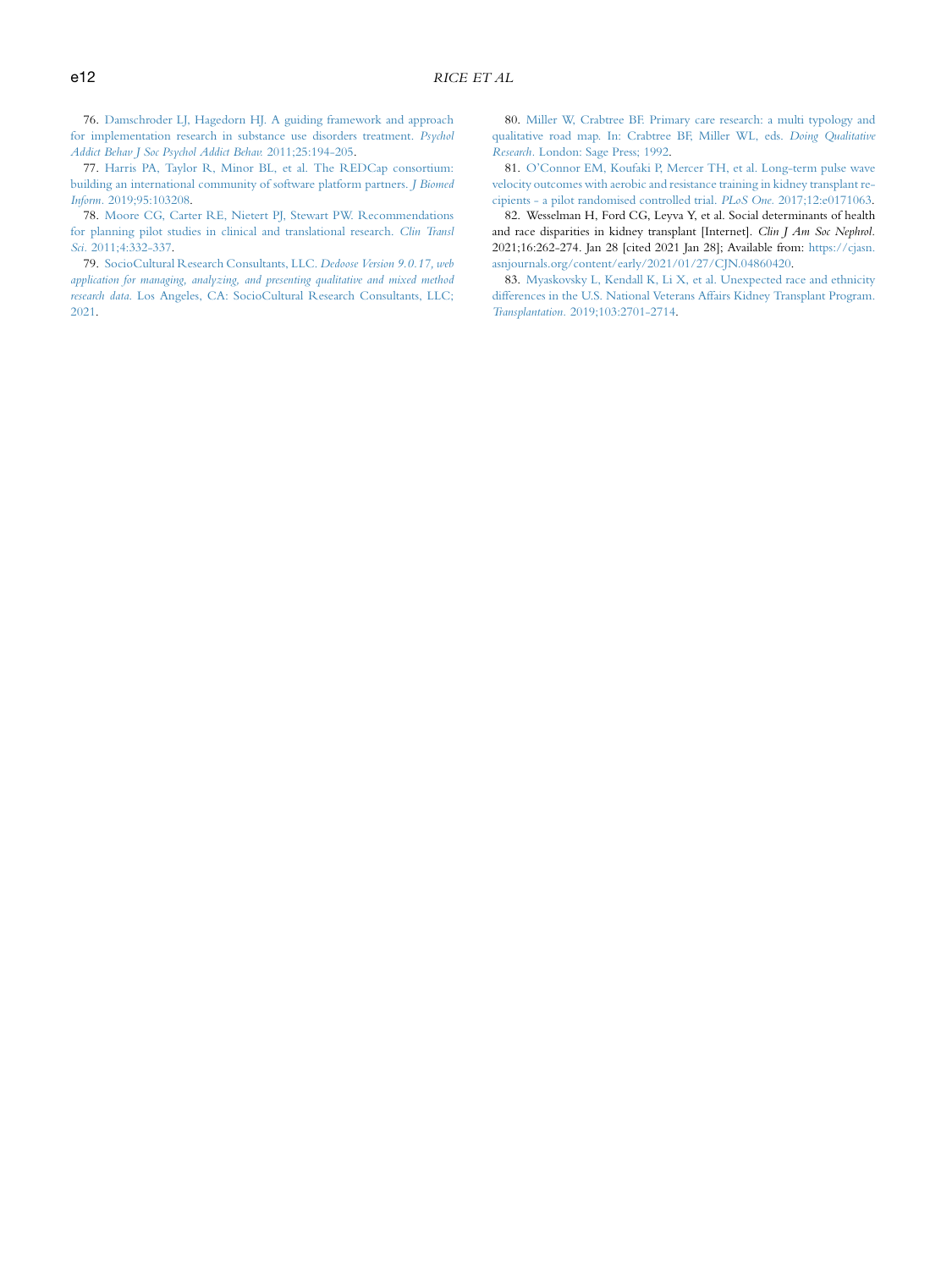76. Damschroder LJ, Hagedorn HJ. A guiding framework and approach for implementation research in substance use disorders treatment. *Psychol Addict Behav J Soc Psychol Addict Behav.* 2011;25:194-205.

77. Harris PA, Taylor R, Minor BL, et al. The REDCap consortium: building an international community of software platform partners. *J Biomed Inform*. 2019;95:103208.

78. Moore CG, Carter RE, Nietert PJ, Stewart PW. Recommendations for planning pilot studies in clinical and translational research. *Clin Transl Sci*. 2011;4:332-337.

79. SocioCultural Research Consultants, LLC. *Dedoose Version 9.0.17, web application for managing, analyzing, and presenting qualitative and mixed method research data*. Los Angeles, CA: SocioCultural Research Consultants, LLC; 2021.

80. Miller W, Crabtree BF. Primary care research: a multi typology and qualitative road map. In: Crabtree BF, Miller WL, eds. *Doing Qualitative Research*. London: Sage Press; 1992.

81. O'Connor EM, Koufaki P, Mercer TH, et al. Long-term pulse wave velocity outcomes with aerobic and resistance training in kidney transplant recipients - a pilot randomised controlled trial. *PLoS One*. 2017;12:e0171063.

82. Wesselman H, Ford CG, Leyva Y, et al. Social determinants of health and race disparities in kidney transplant [Internet]. *Clin J Am Soc Nephrol*. 2021;16:262-274. Jan 28 [cited 2021 Jan 28]; Available from: https://cjasn.asnjournals.org/content/early/2021/01/27/CJN.04860420.

83. Myaskovsky L, Kendall K, Li X, et al. Unexpected race and ethnicity differences in the U.S. National Veterans Affairs Kidney Transplant Program. *Transplantation*. 2019;103:2701-2714.